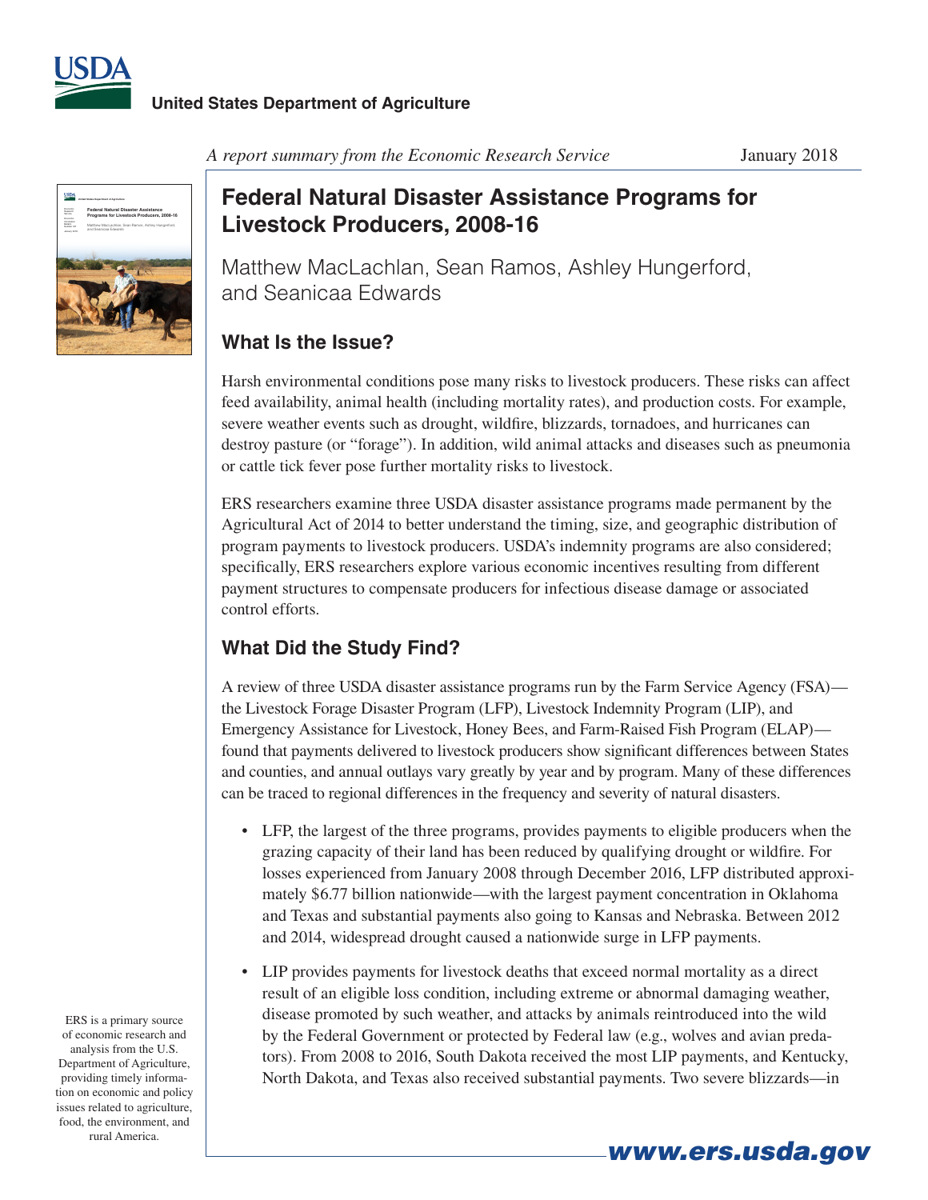United States Department of Agriculture

*A report summary from the Economic Research Service*

January 2018

# Federal Natural Disaster Assistance Programs for Livestock Producers, 2008-16

Matthew MacLachlan, Sean Ramos, Ashley Hungerford, and Seanicaa Edwards

## What Is the Issue?

Harsh environmental conditions pose many risks to livestock producers. These risks can affect feed availability, animal health (including mortality rates), and production costs. For example, severe weather events such as drought, wildfire, blizzards, tornadoes, and hurricanes can destroy pasture (or "forage"). In addition, wild animal attacks and diseases such as pneumonia or cattle tick fever pose further mortality risks to livestock.

ERS researchers examine three USDA disaster assistance programs made permanent by the Agricultural Act of 2014 to better understand the timing, size, and geographic distribution of program payments to livestock producers. USDA's indemnity programs are also considered; specifically, ERS researchers explore various economic incentives resulting from different payment structures to compensate producers for infectious disease damage or associated control efforts.

## What Did the Study Find?

A review of three USDA disaster assistance programs run by the Farm Service Agency (FSA)—the Livestock Forage Disaster Program (LFP), Livestock Indemnity Program (LIP), and Emergency Assistance for Livestock, Honey Bees, and Farm-Raised Fish Program (ELAP)—found that payments delivered to livestock producers show significant differences between States and counties, and annual outlays vary greatly by year and by program. Many of these differences can be traced to regional differences in the frequency and severity of natural disasters.

- LFP, the largest of the three programs, provides payments to eligible producers when the grazing capacity of their land has been reduced by qualifying drought or wildfire. For losses experienced from January 2008 through December 2016, LFP distributed approximately $6.77 billion nationwide—with the largest payment concentration in Oklahoma and Texas and substantial payments also going to Kansas and Nebraska. Between 2012 and 2014, widespread drought caused a nationwide surge in LFP payments.
- LIP provides payments for livestock deaths that exceed normal mortality as a direct result of an eligible loss condition, including extreme or abnormal damaging weather, disease promoted by such weather, and attacks by animals reintroduced into the wild by the Federal Government or protected by Federal law (e.g., wolves and avian predators). From 2008 to 2016, South Dakota received the most LIP payments, and Kentucky, North Dakota, and Texas also received substantial payments. Two severe blizzards—in

ERS is a primary source of economic research and analysis from the U.S. Department of Agriculture, providing timely information on economic and policy issues related to agriculture, food, the environment, and rural America.

www.ers.usda.gov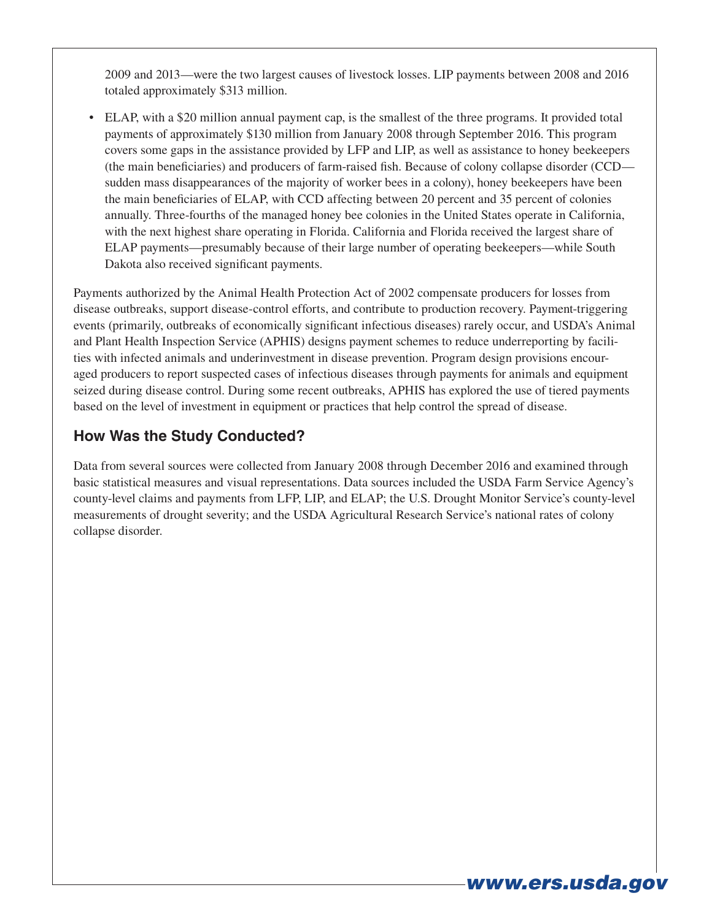2009 and 2013—were the two largest causes of livestock losses. LIP payments between 2008 and 2016 totaled approximately $313 million.

- ELAP, with a $20 million annual payment cap, is the smallest of the three programs. It provided total payments of approximately $130 million from January 2008 through September 2016. This program covers some gaps in the assistance provided by LFP and LIP, as well as assistance to honey beekeepers (the main beneficiaries) and producers of farm-raised fish. Because of colony collapse disorder (CCD—sudden mass disappearances of the majority of worker bees in a colony), honey beekeepers have been the main beneficiaries of ELAP, with CCD affecting between 20 percent and 35 percent of colonies annually. Three-fourths of the managed honey bee colonies in the United States operate in California, with the next highest share operating in Florida. California and Florida received the largest share of ELAP payments—presumably because of their large number of operating beekeepers—while South Dakota also received significant payments.

Payments authorized by the Animal Health Protection Act of 2002 compensate producers for losses from disease outbreaks, support disease-control efforts, and contribute to production recovery. Payment-triggering events (primarily, outbreaks of economically significant infectious diseases) rarely occur, and USDA's Animal and Plant Health Inspection Service (APHIS) designs payment schemes to reduce underreporting by facilities with infected animals and underinvestment in disease prevention. Program design provisions encouraged producers to report suspected cases of infectious diseases through payments for animals and equipment seized during disease control. During some recent outbreaks, APHIS has explored the use of tiered payments based on the level of investment in equipment or practices that help control the spread of disease.

## How Was the Study Conducted?

Data from several sources were collected from January 2008 through December 2016 and examined through basic statistical measures and visual representations. Data sources included the USDA Farm Service Agency's county-level claims and payments from LFP, LIP, and ELAP; the U.S. Drought Monitor Service's county-level measurements of drought severity; and the USDA Agricultural Research Service's national rates of colony collapse disorder.